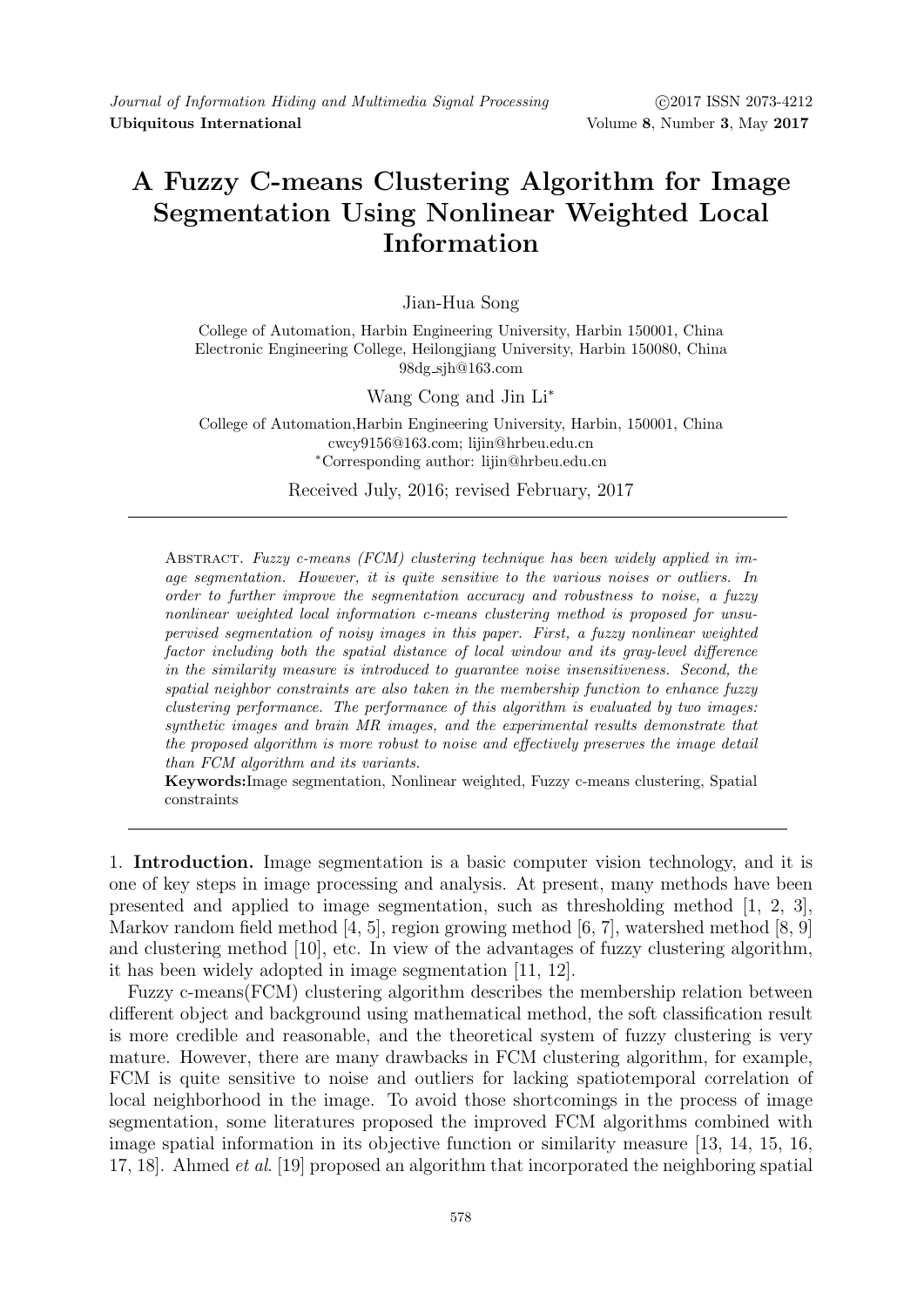# A Fuzzy C-means Clustering Algorithm for Image Segmentation Using Nonlinear Weighted Local Information

Jian-Hua Song

College of Automation, Harbin Engineering University, Harbin 150001, China
Electronic Engineering College, Heilongjiang University, Harbin 150080, China
98dg_sjh@163.com

Wang Cong and Jin Li*

College of Automation,Harbin Engineering University, Harbin, 150001, China
cwcy9156@163.com; lijin@hrbeu.edu.cn
*Corresponding author: lijin@hrbeu.edu.cn

Received July, 2016; revised February, 2017

Abstract. *Fuzzy c-means (FCM) clustering technique has been widely applied in image segmentation. However, it is quite sensitive to the various noises or outliers. In order to further improve the segmentation accuracy and robustness to noise, a fuzzy nonlinear weighted local information c-means clustering method is proposed for unsupervised segmentation of noisy images in this paper. First, a fuzzy nonlinear weighted factor including both the spatial distance of local window and its gray-level difference in the similarity measure is introduced to guarantee noise insensitiveness. Second, the spatial neighbor constraints are also taken in the membership function to enhance fuzzy clustering performance. The performance of this algorithm is evaluated by two images: synthetic images and brain MR images, and the experimental results demonstrate that the proposed algorithm is more robust to noise and effectively preserves the image detail than FCM algorithm and its variants.*

**Keywords:** Image segmentation, Nonlinear weighted, Fuzzy c-means clustering, Spatial constraints

## 1. Introduction.

Image segmentation is a basic computer vision technology, and it is one of key steps in image processing and analysis. At present, many methods have been presented and applied to image segmentation, such as thresholding method [1, 2, 3], Markov random field method [4, 5], region growing method [6, 7], watershed method [8, 9] and clustering method [10], etc. In view of the advantages of fuzzy clustering algorithm, it has been widely adopted in image segmentation [11, 12].

Fuzzy c-means(FCM) clustering algorithm describes the membership relation between different object and background using mathematical method, the soft classification result is more credible and reasonable, and the theoretical system of fuzzy clustering is very mature. However, there are many drawbacks in FCM clustering algorithm, for example, FCM is quite sensitive to noise and outliers for lacking spatiotemporal correlation of local neighborhood in the image. To avoid those shortcomings in the process of image segmentation, some literatures proposed the improved FCM algorithms combined with image spatial information in its objective function or similarity measure [13, 14, 15, 16, 17, 18]. Ahmed *et al.* [19] proposed an algorithm that incorporated the neighboring spatial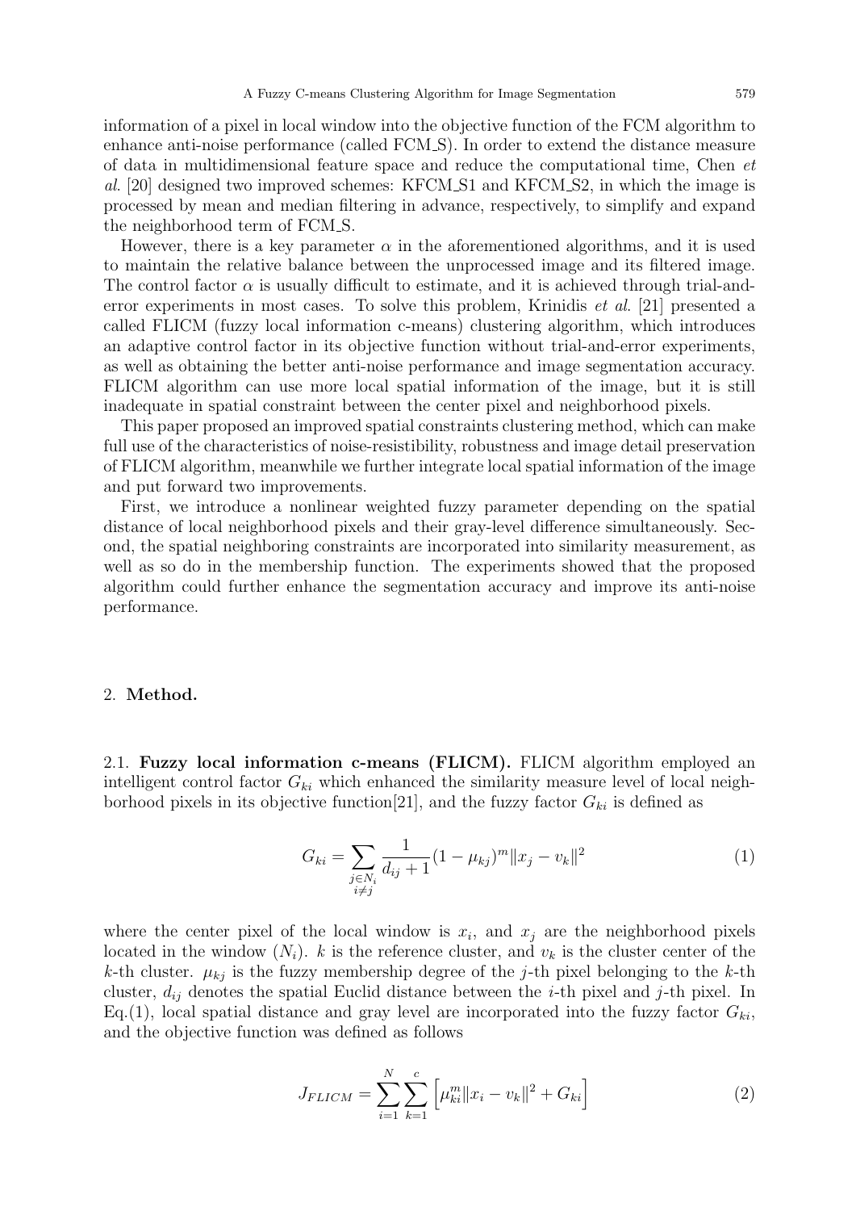information of a pixel in local window into the objective function of the FCM algorithm to enhance anti-noise performance (called FCM_S). In order to extend the distance measure of data in multidimensional feature space and reduce the computational time, Chen *et al.* [20] designed two improved schemes: KFCM_S1 and KFCM_S2, in which the image is processed by mean and median filtering in advance, respectively, to simplify and expand the neighborhood term of FCM_S.

However, there is a key parameter $\alpha$ in the aforementioned algorithms, and it is used to maintain the relative balance between the unprocessed image and its filtered image. The control factor $\alpha$ is usually difficult to estimate, and it is achieved through trial-and-error experiments in most cases. To solve this problem, Krinidis *et al.* [21] presented a called FLICM (fuzzy local information c-means) clustering algorithm, which introduces an adaptive control factor in its objective function without trial-and-error experiments, as well as obtaining the better anti-noise performance and image segmentation accuracy. FLICM algorithm can use more local spatial information of the image, but it is still inadequate in spatial constraint between the center pixel and neighborhood pixels.

This paper proposed an improved spatial constraints clustering method, which can make full use of the characteristics of noise-resistibility, robustness and image detail preservation of FLICM algorithm, meanwhile we further integrate local spatial information of the image and put forward two improvements.

First, we introduce a nonlinear weighted fuzzy parameter depending on the spatial distance of local neighborhood pixels and their gray-level difference simultaneously. Second, the spatial neighboring constraints are incorporated into similarity measurement, as well as so do in the membership function. The experiments showed that the proposed algorithm could further enhance the segmentation accuracy and improve its anti-noise performance.

## 2. Method.

### 2.1. Fuzzy local information c-means (FLICM).

FLICM algorithm employed an intelligent control factor $G_{ki}$ which enhanced the similarity measure level of local neighborhood pixels in its objective function[21], and the fuzzy factor $G_{ki}$ is defined as

$$G_{ki} = \sum_{\substack{j \in N_i \\ i \neq j}} \frac{1}{d_{ij} + 1} (1 - \mu_{kj})^m \|x_j - v_k\|^2 \tag{1}$$

where the center pixel of the local window is $x_i$, and $x_j$ are the neighborhood pixels located in the window ($N_i$). $k$ is the reference cluster, and $v_k$ is the cluster center of the $k$-th cluster. $\mu_{kj}$ is the fuzzy membership degree of the $j$-th pixel belonging to the $k$-th cluster, $d_{ij}$ denotes the spatial Euclid distance between the $i$-th pixel and $j$-th pixel. In Eq.(1), local spatial distance and gray level are incorporated into the fuzzy factor $G_{ki}$, and the objective function was defined as follows

$$J_{FLICM} = \sum_{i=1}^{N} \sum_{k=1}^{c} \left[ \mu_{ki}^m \|x_i - v_k\|^2 + G_{ki} \right] \tag{2}$$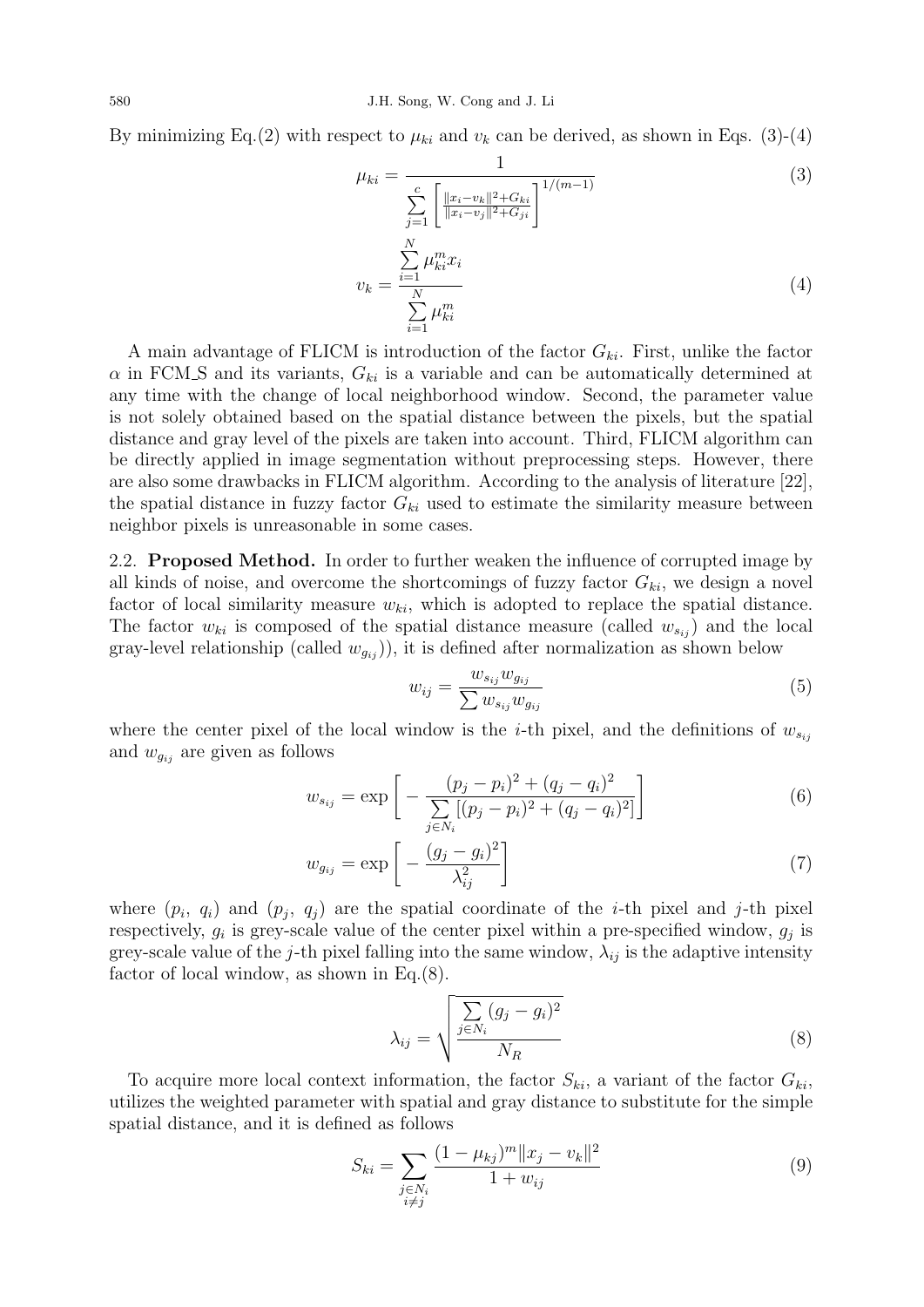By minimizing Eq.(2) with respect to $\mu_{ki}$ and $v_k$ can be derived, as shown in Eqs. (3)-(4)

$$\mu_{ki} = \frac{1}{\sum_{j=1}^{c} \left[ \frac{\|x_i - v_k\|^2 + G_{ki}}{\|x_i - v_j\|^2 + G_{ji}} \right]^{1/(m-1)}} \tag{3}$$

$$v_k = \frac{\sum_{i=1}^{N} \mu_{ki}^m x_i}{\sum_{i=1}^{N} \mu_{ki}^m} \tag{4}$$

A main advantage of FLICM is introduction of the factor $G_{ki}$. First, unlike the factor $\alpha$ in FCM_S and its variants, $G_{ki}$ is a variable and can be automatically determined at any time with the change of local neighborhood window. Second, the parameter value is not solely obtained based on the spatial distance between the pixels, but the spatial distance and gray level of the pixels are taken into account. Third, FLICM algorithm can be directly applied in image segmentation without preprocessing steps. However, there are also some drawbacks in FLICM algorithm. According to the analysis of literature [22], the spatial distance in fuzzy factor $G_{ki}$ used to estimate the similarity measure between neighbor pixels is unreasonable in some cases.

2.2. **Proposed Method.** In order to further weaken the influence of corrupted image by all kinds of noise, and overcome the shortcomings of fuzzy factor $G_{ki}$, we design a novel factor of local similarity measure $w_{ki}$, which is adopted to replace the spatial distance. The factor $w_{ki}$ is composed of the spatial distance measure (called $w_{s_{ij}}$) and the local gray-level relationship (called $w_{g_{ij}}$)), it is defined after normalization as shown below

$$w_{ij} = \frac{w_{s_{ij}} w_{g_{ij}}}{\sum w_{s_{ij}} w_{g_{ij}}} \tag{5}$$

where the center pixel of the local window is the $i$-th pixel, and the definitions of $w_{s_{ij}}$ and $w_{g_{ij}}$ are given as follows

$$w_{s_{ij}} = \exp\left[ -\frac{(p_j - p_i)^2 + (q_j - q_i)^2}{\sum_{j \in N_i} [(p_j - p_i)^2 + (q_j - q_i)^2]} \right] \tag{6}$$

$$w_{g_{ij}} = \exp\left[ -\frac{(g_j - g_i)^2}{\lambda_{ij}^2} \right] \tag{7}$$

where $(p_i,\ q_i)$ and $(p_j,\ q_j)$ are the spatial coordinate of the $i$-th pixel and $j$-th pixel respectively, $g_i$ is grey-scale value of the center pixel within a pre-specified window, $g_j$ is grey-scale value of the $j$-th pixel falling into the same window, $\lambda_{ij}$ is the adaptive intensity factor of local window, as shown in Eq.(8).

$$\lambda_{ij} = \sqrt{\frac{\sum_{j \in N_i} (g_j - g_i)^2}{N_R}} \tag{8}$$

To acquire more local context information, the factor $S_{ki}$, a variant of the factor $G_{ki}$, utilizes the weighted parameter with spatial and gray distance to substitute for the simple spatial distance, and it is defined as follows

$$S_{ki} = \sum_{\substack{j \in N_i \\ i \neq j}} \frac{(1 - \mu_{kj})^m \|x_j - v_k\|^2}{1 + w_{ij}} \tag{9}$$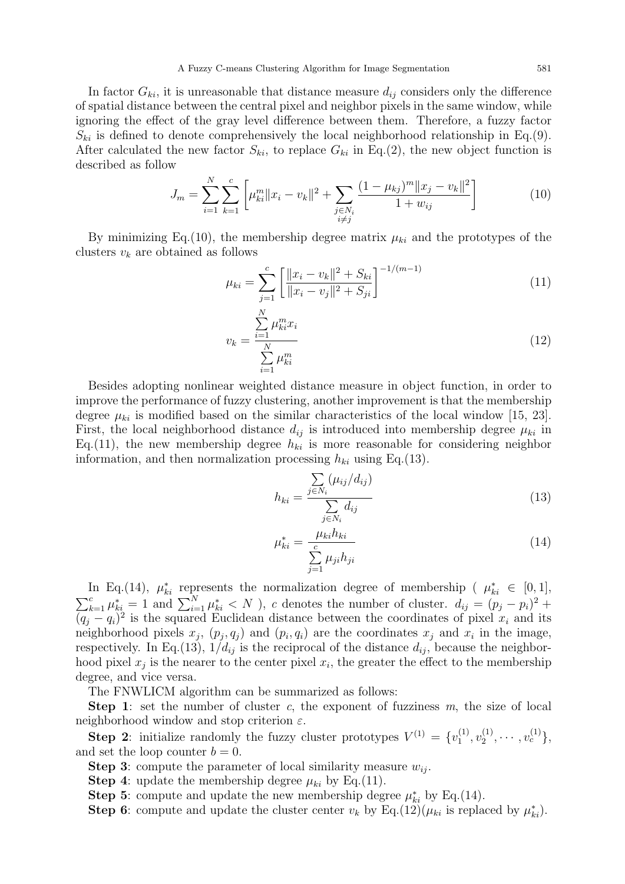In factor $G_{ki}$, it is unreasonable that distance measure $d_{ij}$ considers only the difference of spatial distance between the central pixel and neighbor pixels in the same window, while ignoring the effect of the gray level difference between them. Therefore, a fuzzy factor $S_{ki}$ is defined to denote comprehensively the local neighborhood relationship in Eq.(9). After calculated the new factor $S_{ki}$, to replace $G_{ki}$ in Eq.(2), the new object function is described as follow

$$J_m = \sum_{i=1}^{N} \sum_{k=1}^{c} \left[ \mu_{ki}^m \|x_i - v_k\|^2 + \sum_{\substack{j \in N_i \\ i \neq j}} \frac{(1-\mu_{kj})^m \|x_j - v_k\|^2}{1 + w_{ij}} \right] \tag{10}$$

By minimizing Eq.(10), the membership degree matrix $\mu_{ki}$ and the prototypes of the clusters $v_k$ are obtained as follows

$$\mu_{ki} = \sum_{j=1}^{c} \left[ \frac{\|x_i - v_k\|^2 + S_{ki}}{\|x_i - v_j\|^2 + S_{ji}} \right]^{-1/(m-1)} \tag{11}$$

$$v_k = \frac{\sum\limits_{i=1}^{N} \mu_{ki}^m x_i}{\sum\limits_{i=1}^{N} \mu_{ki}^m} \tag{12}$$

Besides adopting nonlinear weighted distance measure in object function, in order to improve the performance of fuzzy clustering, another improvement is that the membership degree $\mu_{ki}$ is modified based on the similar characteristics of the local window [15, 23]. First, the local neighborhood distance $d_{ij}$ is introduced into membership degree $\mu_{ki}$ in Eq.(11), the new membership degree $h_{ki}$ is more reasonable for considering neighbor information, and then normalization processing $h_{ki}$ using Eq.(13).

$$h_{ki} = \frac{\sum\limits_{j \in N_i} (\mu_{ij}/d_{ij})}{\sum\limits_{j \in N_i} d_{ij}} \tag{13}$$

$$\mu_{ki}^* = \frac{\mu_{ki} h_{ki}}{\sum\limits_{j=1}^{c} \mu_{ji} h_{ji}} \tag{14}$$

In Eq.(14), $\mu_{ki}^*$ represents the normalization degree of membership ( $\mu_{ki}^* \in [0,1]$, $\sum_{k=1}^{c} \mu_{ki}^* = 1$ and $\sum_{i=1}^{N} \mu_{ki}^* < N$ ), $c$ denotes the number of cluster. $d_{ij} = (p_j - p_i)^2 + (q_j - q_i)^2$ is the squared Euclidean distance between the coordinates of pixel $x_i$ and its neighborhood pixels $x_j$, $(p_j, q_j)$ and $(p_i, q_i)$ are the coordinates $x_j$ and $x_i$ in the image, respectively. In Eq.(13), $1/d_{ij}$ is the reciprocal of the distance $d_{ij}$, because the neighborhood pixel $x_j$ is the nearer to the center pixel $x_i$, the greater the effect to the membership degree, and vice versa.

The FNWLICM algorithm can be summarized as follows:

**Step 1**: set the number of cluster $c$, the exponent of fuzziness $m$, the size of local neighborhood window and stop criterion $\varepsilon$.

**Step 2**: initialize randomly the fuzzy cluster prototypes $V^{(1)} = \{v_1^{(1)}, v_2^{(1)}, \cdots, v_c^{(1)}\}$, and set the loop counter $b = 0$.

**Step 3**: compute the parameter of local similarity measure $w_{ij}$.

**Step 4**: update the membership degree $\mu_{ki}$ by Eq.(11).

**Step 5**: compute and update the new membership degree $\mu_{ki}^*$ by Eq.(14).

**Step 6**: compute and update the cluster center $v_k$ by Eq.(12)($\mu_{ki}$ is replaced by $\mu_{ki}^*$).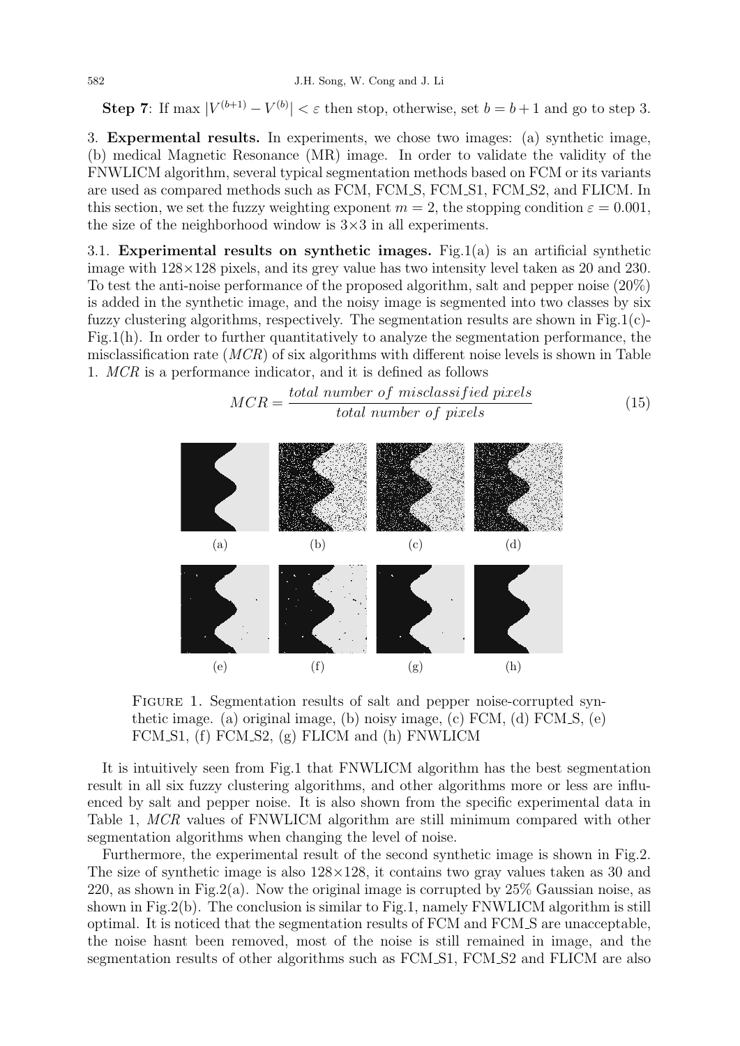**Step 7**: If $\max |V^{(b+1)} - V^{(b)}| < \varepsilon$ then stop, otherwise, set $b = b + 1$ and go to step 3.

## 3. Expermental results.

In experiments, we chose two images: (a) synthetic image, (b) medical Magnetic Resonance (MR) image. In order to validate the validity of the FNWLICM algorithm, several typical segmentation methods based on FCM or its variants are used as compared methods such as FCM, FCM_S, FCM_S1, FCM_S2, and FLICM. In this section, we set the fuzzy weighting exponent $m = 2$, the stopping condition $\varepsilon = 0.001$, the size of the neighborhood window is $3\times3$ in all experiments.

### 3.1. Experimental results on synthetic images.

Fig.1(a) is an artificial synthetic image with $128\times128$ pixels, and its grey value has two intensity level taken as 20 and 230. To test the anti-noise performance of the proposed algorithm, salt and pepper noise (20%) is added in the synthetic image, and the noisy image is segmented into two classes by six fuzzy clustering algorithms, respectively. The segmentation results are shown in Fig.1(c)-Fig.1(h). In order to further quantitatively to analyze the segmentation performance, the misclassification rate (*MCR*) of six algorithms with different noise levels is shown in Table 1. *MCR* is a performance indicator, and it is defined as follows

$$MCR = \frac{total\ number\ of\ misclassified\ pixels}{total\ number\ of\ pixels} \tag{15}$$

Figure 1. Segmentation results of salt and pepper noise-corrupted synthetic image. (a) original image, (b) noisy image, (c) FCM, (d) FCM_S, (e) FCM_S1, (f) FCM_S2, (g) FLICM and (h) FNWLICM

It is intuitively seen from Fig.1 that FNWLICM algorithm has the best segmentation result in all six fuzzy clustering algorithms, and other algorithms more or less are influenced by salt and pepper noise. It is also shown from the specific experimental data in Table 1, *MCR* values of FNWLICM algorithm are still minimum compared with other segmentation algorithms when changing the level of noise.

Furthermore, the experimental result of the second synthetic image is shown in Fig.2. The size of synthetic image is also $128\times128$, it contains two gray values taken as 30 and 220, as shown in Fig.2(a). Now the original image is corrupted by 25% Gaussian noise, as shown in Fig.2(b). The conclusion is similar to Fig.1, namely FNWLICM algorithm is still optimal. It is noticed that the segmentation results of FCM and FCM_S are unacceptable, the noise hasnt been removed, most of the noise is still remained in image, and the segmentation results of other algorithms such as FCM_S1, FCM_S2 and FLICM are also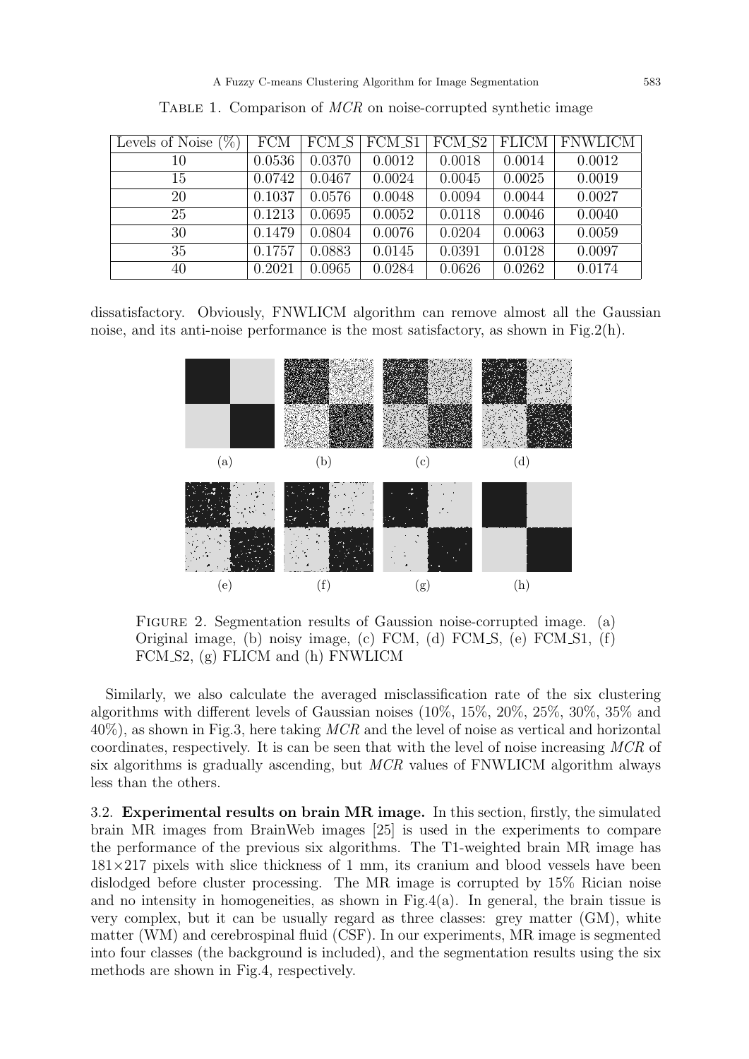Table 1. Comparison of *MCR* on noise-corrupted synthetic image

| Levels of Noise (%) | FCM | FCM_S | FCM_S1 | FCM_S2 | FLICM | FNWLICM |
|---|---|---|---|---|---|---|
| 10 | 0.0536 | 0.0370 | 0.0012 | 0.0018 | 0.0014 | 0.0012 |
| 15 | 0.0742 | 0.0467 | 0.0024 | 0.0045 | 0.0025 | 0.0019 |
| 20 | 0.1037 | 0.0576 | 0.0048 | 0.0094 | 0.0044 | 0.0027 |
| 25 | 0.1213 | 0.0695 | 0.0052 | 0.0118 | 0.0046 | 0.0040 |
| 30 | 0.1479 | 0.0804 | 0.0076 | 0.0204 | 0.0063 | 0.0059 |
| 35 | 0.1757 | 0.0883 | 0.0145 | 0.0391 | 0.0128 | 0.0097 |
| 40 | 0.2021 | 0.0965 | 0.0284 | 0.0626 | 0.0262 | 0.0174 |

dissatisfactory. Obviously, FNWLICM algorithm can remove almost all the Gaussian noise, and its anti-noise performance is the most satisfactory, as shown in Fig.2(h).

Figure 2. Segmentation results of Gaussion noise-corrupted image. (a) Original image, (b) noisy image, (c) FCM, (d) FCM_S, (e) FCM_S1, (f) FCM_S2, (g) FLICM and (h) FNWLICM

Similarly, we also calculate the averaged misclassification rate of the six clustering algorithms with different levels of Gaussian noises (10%, 15%, 20%, 25%, 30%, 35% and 40%), as shown in Fig.3, here taking *MCR* and the level of noise as vertical and horizontal coordinates, respectively. It is can be seen that with the level of noise increasing *MCR* of six algorithms is gradually ascending, but *MCR* values of FNWLICM algorithm always less than the others.

3.2. **Experimental results on brain MR image.** In this section, firstly, the simulated brain MR images from BrainWeb images [25] is used in the experiments to compare the performance of the previous six algorithms. The T1-weighted brain MR image has $181\times217$ pixels with slice thickness of 1 mm, its cranium and blood vessels have been dislodged before cluster processing. The MR image is corrupted by 15% Rician noise and no intensity in homogeneities, as shown in Fig.4(a). In general, the brain tissue is very complex, but it can be usually regard as three classes: grey matter (GM), white matter (WM) and cerebrospinal fluid (CSF). In our experiments, MR image is segmented into four classes (the background is included), and the segmentation results using the six methods are shown in Fig.4, respectively.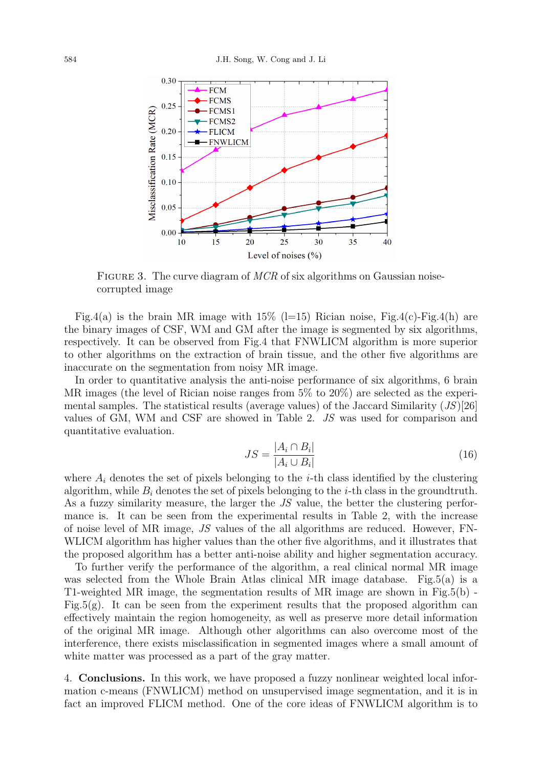Figure 3. The curve diagram of $MCR$ of six algorithms on Gaussian noise-corrupted image

Fig.4(a) is the brain MR image with 15% (l=15) Rician noise, Fig.4(c)-Fig.4(h) are the binary images of CSF, WM and GM after the image is segmented by six algorithms, respectively. It can be observed from Fig.4 that FNWLICM algorithm is more superior to other algorithms on the extraction of brain tissue, and the other five algorithms are inaccurate on the segmentation from noisy MR image.

In order to quantitative analysis the anti-noise performance of six algorithms, 6 brain MR images (the level of Rician noise ranges from 5% to 20%) are selected as the experimental samples. The statistical results (average values) of the Jaccard Similarity ($JS$)[26] values of GM, WM and CSF are showed in Table 2. $JS$ was used for comparison and quantitative evaluation.

$$JS = \frac{|A_i \cap B_i|}{|A_i \cup B_i|} \tag{16}$$

where $A_i$ denotes the set of pixels belonging to the $i$-th class identified by the clustering algorithm, while $B_i$ denotes the set of pixels belonging to the $i$-th class in the groundtruth. As a fuzzy similarity measure, the larger the $JS$ value, the better the clustering performance is. It can be seen from the experimental results in Table 2, with the increase of noise level of MR image, $JS$ values of the all algorithms are reduced. However, FNWLICM algorithm has higher values than the other five algorithms, and it illustrates that the proposed algorithm has a better anti-noise ability and higher segmentation accuracy.

To further verify the performance of the algorithm, a real clinical normal MR image was selected from the Whole Brain Atlas clinical MR image database. Fig.5(a) is a T1-weighted MR image, the segmentation results of MR image are shown in Fig.5(b) - Fig.5(g). It can be seen from the experiment results that the proposed algorithm can effectively maintain the region homogeneity, as well as preserve more detail information of the original MR image. Although other algorithms can also overcome most of the interference, there exists misclassification in segmented images where a small amount of white matter was processed as a part of the gray matter.

4. **Conclusions.** In this work, we have proposed a fuzzy nonlinear weighted local information c-means (FNWLICM) method on unsupervised image segmentation, and it is in fact an improved FLICM method. One of the core ideas of FNWLICM algorithm is to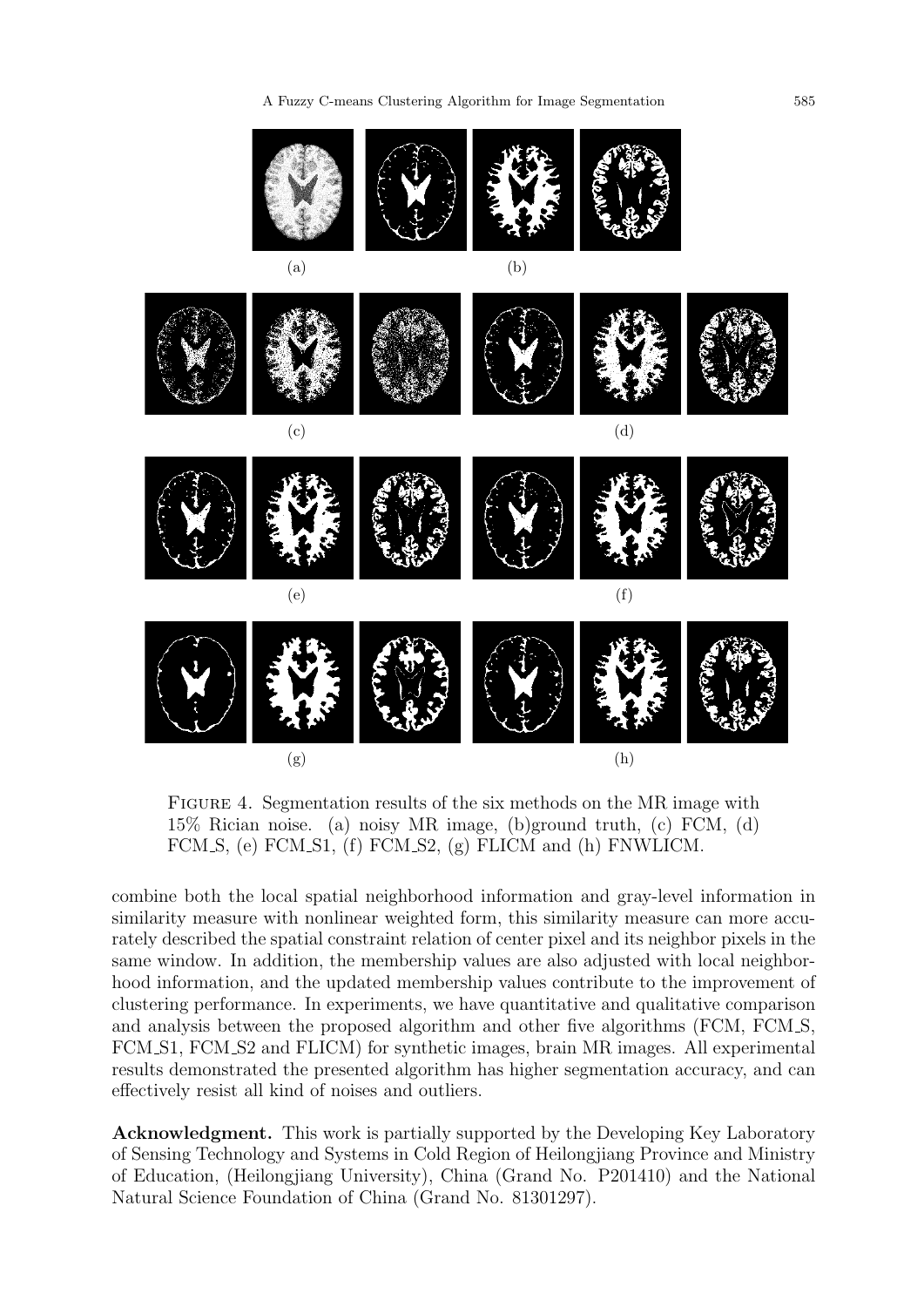Figure 4. Segmentation results of the six methods on the MR image with 15% Rician noise. (a) noisy MR image, (b)ground truth, (c) FCM, (d) FCM_S, (e) FCM_S1, (f) FCM_S2, (g) FLICM and (h) FNWLICM.

combine both the local spatial neighborhood information and gray-level information in similarity measure with nonlinear weighted form, this similarity measure can more accurately described the spatial constraint relation of center pixel and its neighbor pixels in the same window. In addition, the membership values are also adjusted with local neighborhood information, and the updated membership values contribute to the improvement of clustering performance. In experiments, we have quantitative and qualitative comparison and analysis between the proposed algorithm and other five algorithms (FCM, FCM_S, FCM_S1, FCM_S2 and FLICM) for synthetic images, brain MR images. All experimental results demonstrated the presented algorithm has higher segmentation accuracy, and can effectively resist all kind of noises and outliers.

**Acknowledgment.** This work is partially supported by the Developing Key Laboratory of Sensing Technology and Systems in Cold Region of Heilongjiang Province and Ministry of Education, (Heilongjiang University), China (Grand No. P201410) and the National Natural Science Foundation of China (Grand No. 81301297).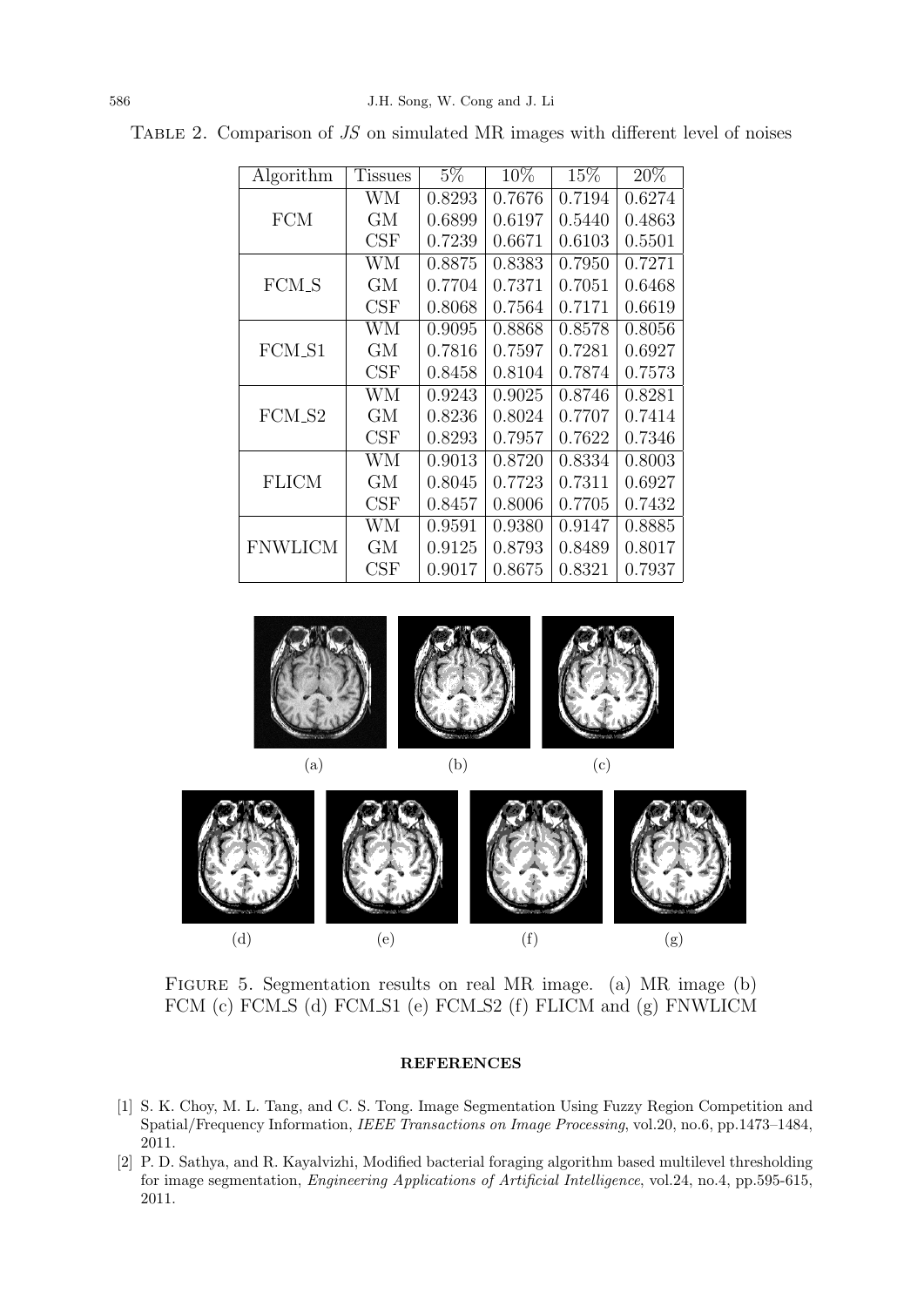Table 2. Comparison of *JS* on simulated MR images with different level of noises

| Algorithm | Tissues | 5% | 10% | 15% | 20% |
|---|---|---|---|---|---|
| FCM | WM | 0.8293 | 0.7676 | 0.7194 | 0.6274 |
| | GM | 0.6899 | 0.6197 | 0.5440 | 0.4863 |
| | CSF | 0.7239 | 0.6671 | 0.6103 | 0.5501 |
| FCM_S | WM | 0.8875 | 0.8383 | 0.7950 | 0.7271 |
| | GM | 0.7704 | 0.7371 | 0.7051 | 0.6468 |
| | CSF | 0.8068 | 0.7564 | 0.7171 | 0.6619 |
| FCM_S1 | WM | 0.9095 | 0.8868 | 0.8578 | 0.8056 |
| | GM | 0.7816 | 0.7597 | 0.7281 | 0.6927 |
| | CSF | 0.8458 | 0.8104 | 0.7874 | 0.7573 |
| FCM_S2 | WM | 0.9243 | 0.9025 | 0.8746 | 0.8281 |
| | GM | 0.8236 | 0.8024 | 0.7707 | 0.7414 |
| | CSF | 0.8293 | 0.7957 | 0.7622 | 0.7346 |
| FLICM | WM | 0.9013 | 0.8720 | 0.8334 | 0.8003 |
| | GM | 0.8045 | 0.7723 | 0.7311 | 0.6927 |
| | CSF | 0.8457 | 0.8006 | 0.7705 | 0.7432 |
| FNWLICM | WM | 0.9591 | 0.9380 | 0.9147 | 0.8885 |
| | GM | 0.9125 | 0.8793 | 0.8489 | 0.8017 |
| | CSF | 0.9017 | 0.8675 | 0.8321 | 0.7937 |

(a) (b) (c)

(d) (e) (f) (g)

Figure 5. Segmentation results on real MR image. (a) MR image (b) FCM (c) FCM_S (d) FCM_S1 (e) FCM_S2 (f) FLICM and (g) FNWLICM

## REFERENCES

[1] S. K. Choy, M. L. Tang, and C. S. Tong. Image Segmentation Using Fuzzy Region Competition and Spatial/Frequency Information, *IEEE Transactions on Image Processing*, vol.20, no.6, pp.1473–1484, 2011.

[2] P. D. Sathya, and R. Kayalvizhi, Modified bacterial foraging algorithm based multilevel thresholding for image segmentation, *Engineering Applications of Artificial Intelligence*, vol.24, no.4, pp.595-615, 2011.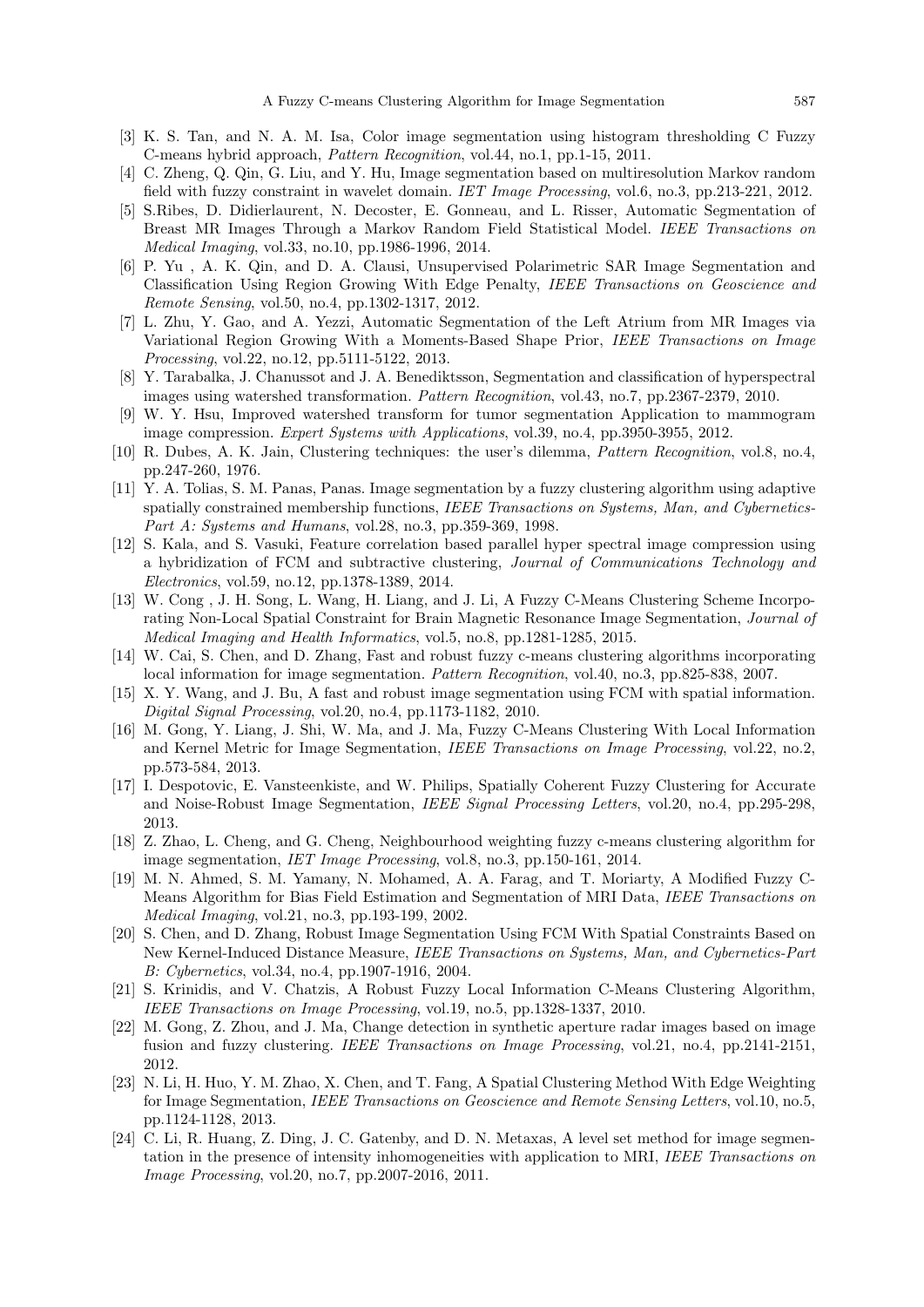[3] K. S. Tan, and N. A. M. Isa, Color image segmentation using histogram thresholding C Fuzzy C-means hybrid approach, *Pattern Recognition*, vol.44, no.1, pp.1-15, 2011.

[4] C. Zheng, Q. Qin, G. Liu, and Y. Hu, Image segmentation based on multiresolution Markov random field with fuzzy constraint in wavelet domain. *IET Image Processing*, vol.6, no.3, pp.213-221, 2012.

[5] S.Ribes, D. Didierlaurent, N. Decoster, E. Gonneau, and L. Risser, Automatic Segmentation of Breast MR Images Through a Markov Random Field Statistical Model. *IEEE Transactions on Medical Imaging*, vol.33, no.10, pp.1986-1996, 2014.

[6] P. Yu , A. K. Qin, and D. A. Clausi, Unsupervised Polarimetric SAR Image Segmentation and Classification Using Region Growing With Edge Penalty, *IEEE Transactions on Geoscience and Remote Sensing*, vol.50, no.4, pp.1302-1317, 2012.

[7] L. Zhu, Y. Gao, and A. Yezzi, Automatic Segmentation of the Left Atrium from MR Images via Variational Region Growing With a Moments-Based Shape Prior, *IEEE Transactions on Image Processing*, vol.22, no.12, pp.5111-5122, 2013.

[8] Y. Tarabalka, J. Chanussot and J. A. Benediktsson, Segmentation and classification of hyperspectral images using watershed transformation. *Pattern Recognition*, vol.43, no.7, pp.2367-2379, 2010.

[9] W. Y. Hsu, Improved watershed transform for tumor segmentation Application to mammogram image compression. *Expert Systems with Applications*, vol.39, no.4, pp.3950-3955, 2012.

[10] R. Dubes, A. K. Jain, Clustering techniques: the user's dilemma, *Pattern Recognition*, vol.8, no.4, pp.247-260, 1976.

[11] Y. A. Tolias, S. M. Panas, Panas. Image segmentation by a fuzzy clustering algorithm using adaptive spatially constrained membership functions, *IEEE Transactions on Systems, Man, and Cybernetics-Part A: Systems and Humans*, vol.28, no.3, pp.359-369, 1998.

[12] S. Kala, and S. Vasuki, Feature correlation based parallel hyper spectral image compression using a hybridization of FCM and subtractive clustering, *Journal of Communications Technology and Electronics*, vol.59, no.12, pp.1378-1389, 2014.

[13] W. Cong , J. H. Song, L. Wang, H. Liang, and J. Li, A Fuzzy C-Means Clustering Scheme Incorporating Non-Local Spatial Constraint for Brain Magnetic Resonance Image Segmentation, *Journal of Medical Imaging and Health Informatics*, vol.5, no.8, pp.1281-1285, 2015.

[14] W. Cai, S. Chen, and D. Zhang, Fast and robust fuzzy c-means clustering algorithms incorporating local information for image segmentation. *Pattern Recognition*, vol.40, no.3, pp.825-838, 2007.

[15] X. Y. Wang, and J. Bu, A fast and robust image segmentation using FCM with spatial information. *Digital Signal Processing*, vol.20, no.4, pp.1173-1182, 2010.

[16] M. Gong, Y. Liang, J. Shi, W. Ma, and J. Ma, Fuzzy C-Means Clustering With Local Information and Kernel Metric for Image Segmentation, *IEEE Transactions on Image Processing*, vol.22, no.2, pp.573-584, 2013.

[17] I. Despotovic, E. Vansteenkiste, and W. Philips, Spatially Coherent Fuzzy Clustering for Accurate and Noise-Robust Image Segmentation, *IEEE Signal Processing Letters*, vol.20, no.4, pp.295-298, 2013.

[18] Z. Zhao, L. Cheng, and G. Cheng, Neighbourhood weighting fuzzy c-means clustering algorithm for image segmentation, *IET Image Processing*, vol.8, no.3, pp.150-161, 2014.

[19] M. N. Ahmed, S. M. Yamany, N. Mohamed, A. A. Farag, and T. Moriarty, A Modified Fuzzy C-Means Algorithm for Bias Field Estimation and Segmentation of MRI Data, *IEEE Transactions on Medical Imaging*, vol.21, no.3, pp.193-199, 2002.

[20] S. Chen, and D. Zhang, Robust Image Segmentation Using FCM With Spatial Constraints Based on New Kernel-Induced Distance Measure, *IEEE Transactions on Systems, Man, and Cybernetics-Part B: Cybernetics*, vol.34, no.4, pp.1907-1916, 2004.

[21] S. Krinidis, and V. Chatzis, A Robust Fuzzy Local Information C-Means Clustering Algorithm, *IEEE Transactions on Image Processing*, vol.19, no.5, pp.1328-1337, 2010.

[22] M. Gong, Z. Zhou, and J. Ma, Change detection in synthetic aperture radar images based on image fusion and fuzzy clustering. *IEEE Transactions on Image Processing*, vol.21, no.4, pp.2141-2151, 2012.

[23] N. Li, H. Huo, Y. M. Zhao, X. Chen, and T. Fang, A Spatial Clustering Method With Edge Weighting for Image Segmentation, *IEEE Transactions on Geoscience and Remote Sensing Letters*, vol.10, no.5, pp.1124-1128, 2013.

[24] C. Li, R. Huang, Z. Ding, J. C. Gatenby, and D. N. Metaxas, A level set method for image segmentation in the presence of intensity inhomogeneities with application to MRI, *IEEE Transactions on Image Processing*, vol.20, no.7, pp.2007-2016, 2011.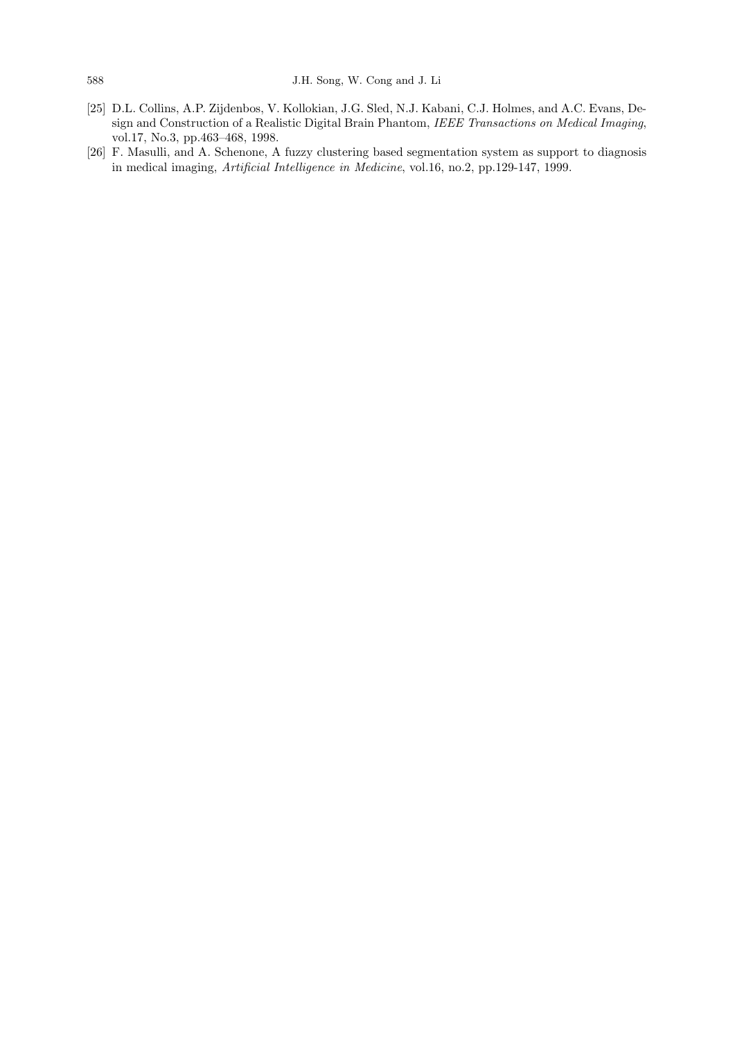[25] D.L. Collins, A.P. Zijdenbos, V. Kollokian, J.G. Sled, N.J. Kabani, C.J. Holmes, and A.C. Evans, Design and Construction of a Realistic Digital Brain Phantom, *IEEE Transactions on Medical Imaging*, vol.17, No.3, pp.463–468, 1998.

[26] F. Masulli, and A. Schenone, A fuzzy clustering based segmentation system as support to diagnosis in medical imaging, *Artificial Intelligence in Medicine*, vol.16, no.2, pp.129-147, 1999.